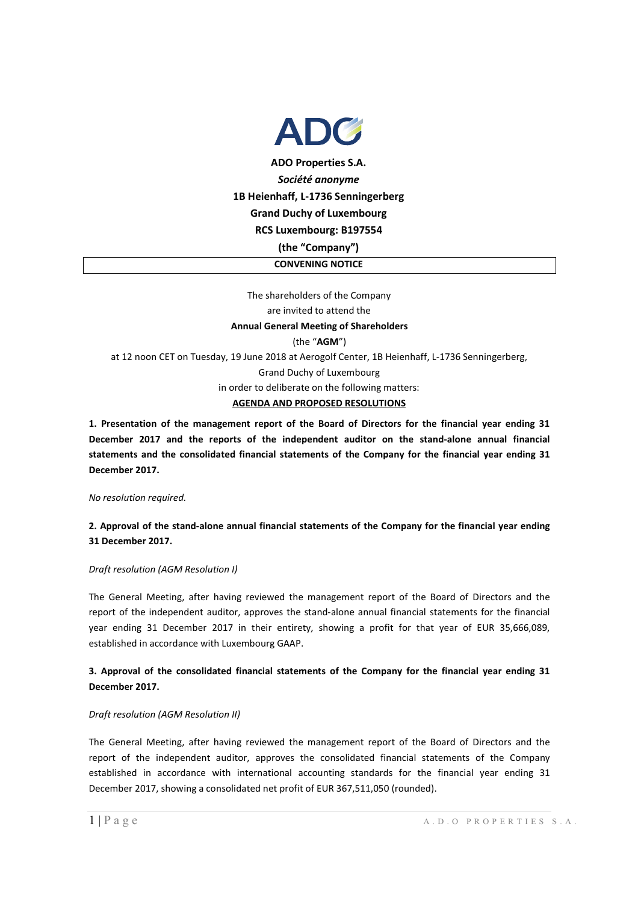**ADO Properties S.A.**

***Société anonyme***

**1B Heienhaff, L-1736 Senningerberg**

**Grand Duchy of Luxembourg**

**RCS Luxembourg: B197554**

**(the "Company")**

**CONVENING NOTICE**

The shareholders of the Company

are invited to attend the

**Annual General Meeting of Shareholders**

(the "**AGM**")

at 12 noon CET on Tuesday, 19 June 2018 at Aerogolf Center, 1B Heienhaff, L-1736 Senningerberg, Grand Duchy of Luxembourg

in order to deliberate on the following matters:

**AGENDA AND PROPOSED RESOLUTIONS**

**1. Presentation of the management report of the Board of Directors for the financial year ending 31 December 2017 and the reports of the independent auditor on the stand-alone annual financial statements and the consolidated financial statements of the Company for the financial year ending 31 December 2017.**

*No resolution required.*

**2. Approval of the stand-alone annual financial statements of the Company for the financial year ending 31 December 2017.**

*Draft resolution (AGM Resolution I)*

The General Meeting, after having reviewed the management report of the Board of Directors and the report of the independent auditor, approves the stand-alone annual financial statements for the financial year ending 31 December 2017 in their entirety, showing a profit for that year of EUR 35,666,089, established in accordance with Luxembourg GAAP.

**3. Approval of the consolidated financial statements of the Company for the financial year ending 31 December 2017.**

*Draft resolution (AGM Resolution II)*

The General Meeting, after having reviewed the management report of the Board of Directors and the report of the independent auditor, approves the consolidated financial statements of the Company established in accordance with international accounting standards for the financial year ending 31 December 2017, showing a consolidated net profit of EUR 367,511,050 (rounded).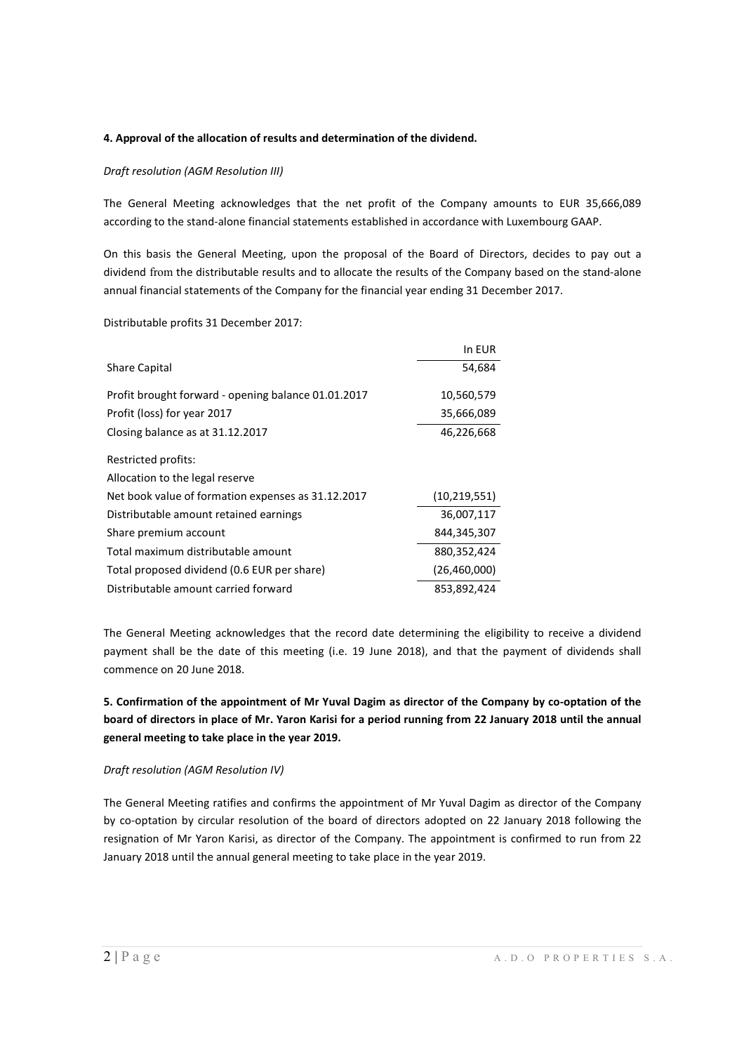**4. Approval of the allocation of results and determination of the dividend.**

*Draft resolution (AGM Resolution III)*

The General Meeting acknowledges that the net profit of the Company amounts to EUR 35,666,089 according to the stand-alone financial statements established in accordance with Luxembourg GAAP.

On this basis the General Meeting, upon the proposal of the Board of Directors, decides to pay out a dividend from the distributable results and to allocate the results of the Company based on the stand-alone annual financial statements of the Company for the financial year ending 31 December 2017.

Distributable profits 31 December 2017:

| | In EUR |
|---|---|
| Share Capital | 54,684 |
| Profit brought forward - opening balance 01.01.2017 | 10,560,579 |
| Profit (loss) for year 2017 | 35,666,089 |
| Closing balance as at 31.12.2017 | 46,226,668 |
| Restricted profits: | |
| Allocation to the legal reserve | |
| Net book value of formation expenses as 31.12.2017 | (10,219,551) |
| Distributable amount retained earnings | 36,007,117 |
| Share premium account | 844,345,307 |
| Total maximum distributable amount | 880,352,424 |
| Total proposed dividend (0.6 EUR per share) | (26,460,000) |
| Distributable amount carried forward | 853,892,424 |

The General Meeting acknowledges that the record date determining the eligibility to receive a dividend payment shall be the date of this meeting (i.e. 19 June 2018), and that the payment of dividends shall commence on 20 June 2018.

**5. Confirmation of the appointment of Mr Yuval Dagim as director of the Company by co-optation of the board of directors in place of Mr. Yaron Karisi for a period running from 22 January 2018 until the annual general meeting to take place in the year 2019.**

*Draft resolution (AGM Resolution IV)*

The General Meeting ratifies and confirms the appointment of Mr Yuval Dagim as director of the Company by co-optation by circular resolution of the board of directors adopted on 22 January 2018 following the resignation of Mr Yaron Karisi, as director of the Company. The appointment is confirmed to run from 22 January 2018 until the annual general meeting to take place in the year 2019.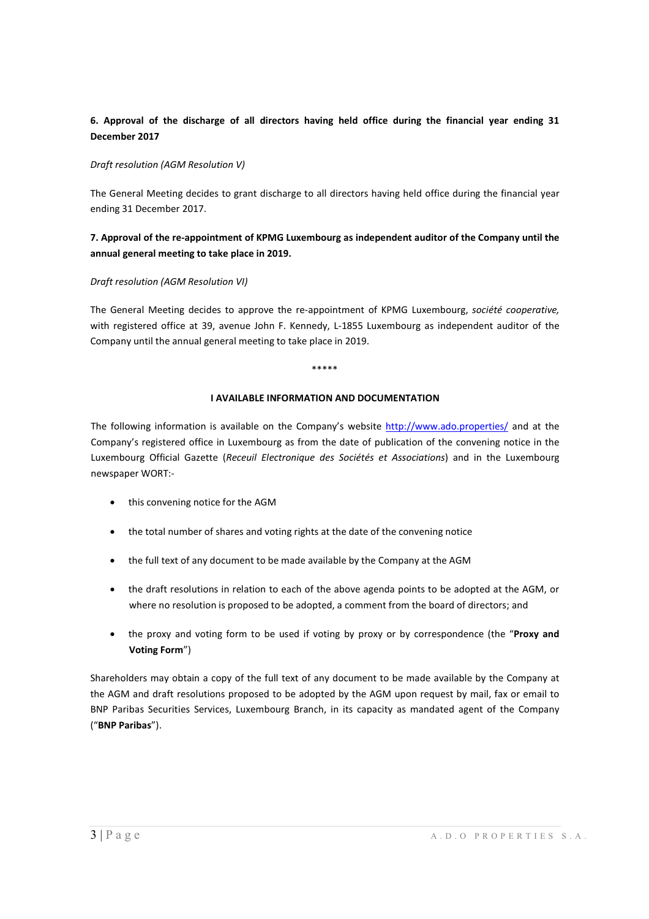**6. Approval of the discharge of all directors having held office during the financial year ending 31 December 2017**

*Draft resolution (AGM Resolution V)*

The General Meeting decides to grant discharge to all directors having held office during the financial year ending 31 December 2017.

**7. Approval of the re-appointment of KPMG Luxembourg as independent auditor of the Company until the annual general meeting to take place in 2019.**

*Draft resolution (AGM Resolution VI)*

The General Meeting decides to approve the re-appointment of KPMG Luxembourg, *société cooperative,* with registered office at 39, avenue John F. Kennedy, L-1855 Luxembourg as independent auditor of the Company until the annual general meeting to take place in 2019.

*****

## I AVAILABLE INFORMATION AND DOCUMENTATION

The following information is available on the Company's website http://www.ado.properties/ and at the Company's registered office in Luxembourg as from the date of publication of the convening notice in the Luxembourg Official Gazette (*Receuil Electronique des Sociétés et Associations*) and in the Luxembourg newspaper WORT:-

- this convening notice for the AGM
- the total number of shares and voting rights at the date of the convening notice
- the full text of any document to be made available by the Company at the AGM
- the draft resolutions in relation to each of the above agenda points to be adopted at the AGM, or where no resolution is proposed to be adopted, a comment from the board of directors; and
- the proxy and voting form to be used if voting by proxy or by correspondence (the "**Proxy and Voting Form**")

Shareholders may obtain a copy of the full text of any document to be made available by the Company at the AGM and draft resolutions proposed to be adopted by the AGM upon request by mail, fax or email to BNP Paribas Securities Services, Luxembourg Branch, in its capacity as mandated agent of the Company ("**BNP Paribas**").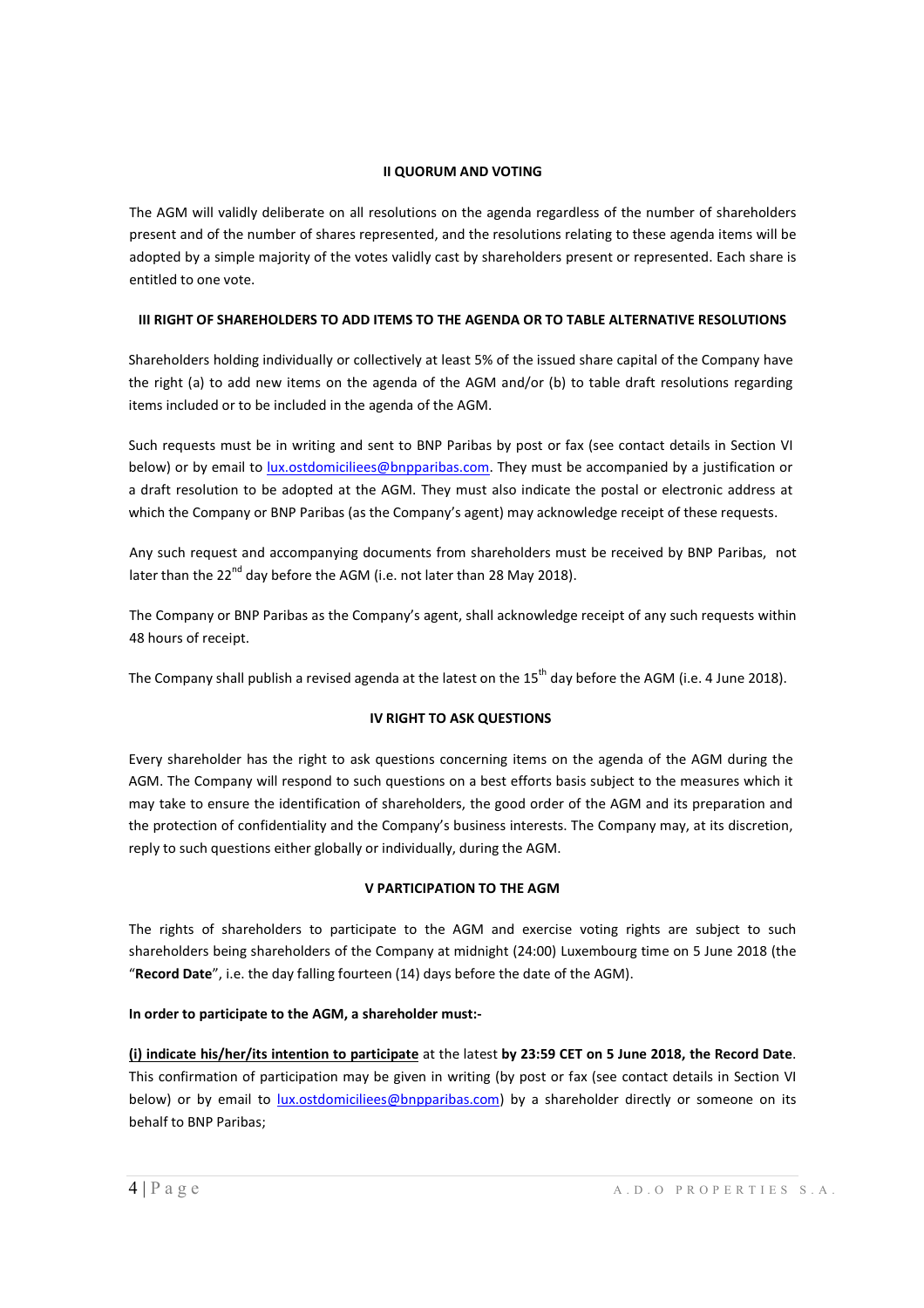## II QUORUM AND VOTING

The AGM will validly deliberate on all resolutions on the agenda regardless of the number of shareholders present and of the number of shares represented, and the resolutions relating to these agenda items will be adopted by a simple majority of the votes validly cast by shareholders present or represented. Each share is entitled to one vote.

## III RIGHT OF SHAREHOLDERS TO ADD ITEMS TO THE AGENDA OR TO TABLE ALTERNATIVE RESOLUTIONS

Shareholders holding individually or collectively at least 5% of the issued share capital of the Company have the right (a) to add new items on the agenda of the AGM and/or (b) to table draft resolutions regarding items included or to be included in the agenda of the AGM.

Such requests must be in writing and sent to BNP Paribas by post or fax (see contact details in Section VI below) or by email to lux.ostdomiciliees@bnpparibas.com. They must be accompanied by a justification or a draft resolution to be adopted at the AGM. They must also indicate the postal or electronic address at which the Company or BNP Paribas (as the Company's agent) may acknowledge receipt of these requests.

Any such request and accompanying documents from shareholders must be received by BNP Paribas, not later than the 22nd day before the AGM (i.e. not later than 28 May 2018).

The Company or BNP Paribas as the Company's agent, shall acknowledge receipt of any such requests within 48 hours of receipt.

The Company shall publish a revised agenda at the latest on the 15th day before the AGM (i.e. 4 June 2018).

## IV RIGHT TO ASK QUESTIONS

Every shareholder has the right to ask questions concerning items on the agenda of the AGM during the AGM. The Company will respond to such questions on a best efforts basis subject to the measures which it may take to ensure the identification of shareholders, the good order of the AGM and its preparation and the protection of confidentiality and the Company's business interests. The Company may, at its discretion, reply to such questions either globally or individually, during the AGM.

## V PARTICIPATION TO THE AGM

The rights of shareholders to participate to the AGM and exercise voting rights are subject to such shareholders being shareholders of the Company at midnight (24:00) Luxembourg time on 5 June 2018 (the "**Record Date**", i.e. the day falling fourteen (14) days before the date of the AGM).

**In order to participate to the AGM, a shareholder must:-**

**(i) indicate his/her/its intention to participate** at the latest **by 23:59 CET on 5 June 2018, the Record Date**. This confirmation of participation may be given in writing (by post or fax (see contact details in Section VI below) or by email to lux.ostdomiciliees@bnpparibas.com) by a shareholder directly or someone on its behalf to BNP Paribas;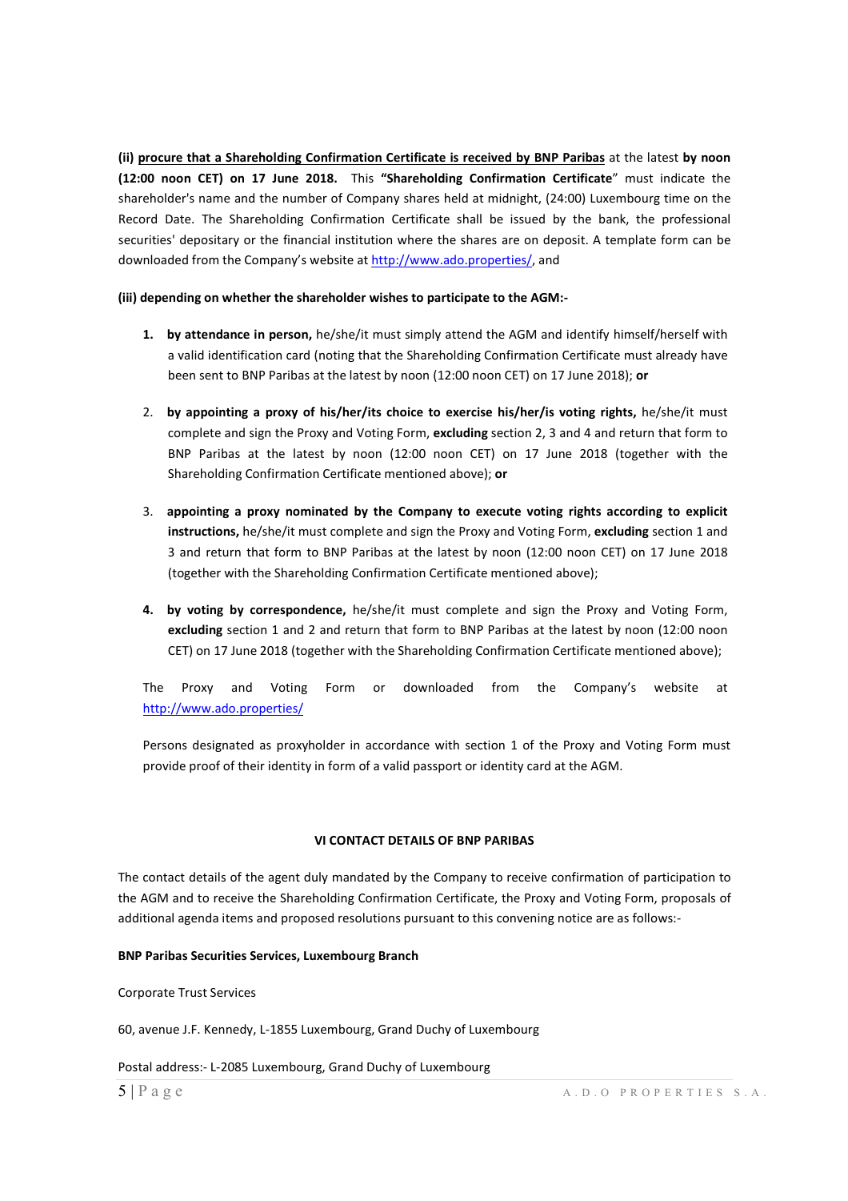**(ii) procure that a Shareholding Confirmation Certificate is received by BNP Paribas** at the latest **by noon (12:00 noon CET) on 17 June 2018.** This **"Shareholding Confirmation Certificate**" must indicate the shareholder's name and the number of Company shares held at midnight, (24:00) Luxembourg time on the Record Date. The Shareholding Confirmation Certificate shall be issued by the bank, the professional securities' depositary or the financial institution where the shares are on deposit. A template form can be downloaded from the Company's website at http://www.ado.properties/, and

**(iii) depending on whether the shareholder wishes to participate to the AGM:-**

1. **by attendance in person,** he/she/it must simply attend the AGM and identify himself/herself with a valid identification card (noting that the Shareholding Confirmation Certificate must already have been sent to BNP Paribas at the latest by noon (12:00 noon CET) on 17 June 2018); **or**

2. **by appointing a proxy of his/her/its choice to exercise his/her/is voting rights,** he/she/it must complete and sign the Proxy and Voting Form, **excluding** section 2, 3 and 4 and return that form to BNP Paribas at the latest by noon (12:00 noon CET) on 17 June 2018 (together with the Shareholding Confirmation Certificate mentioned above); **or**

3. **appointing a proxy nominated by the Company to execute voting rights according to explicit instructions,** he/she/it must complete and sign the Proxy and Voting Form, **excluding** section 1 and 3 and return that form to BNP Paribas at the latest by noon (12:00 noon CET) on 17 June 2018 (together with the Shareholding Confirmation Certificate mentioned above);

4. **by voting by correspondence,** he/she/it must complete and sign the Proxy and Voting Form, **excluding** section 1 and 2 and return that form to BNP Paribas at the latest by noon (12:00 noon CET) on 17 June 2018 (together with the Shareholding Confirmation Certificate mentioned above);

The Proxy and Voting Form or downloaded from the Company's website at http://www.ado.properties/

Persons designated as proxyholder in accordance with section 1 of the Proxy and Voting Form must provide proof of their identity in form of a valid passport or identity card at the AGM.

## VI CONTACT DETAILS OF BNP PARIBAS

The contact details of the agent duly mandated by the Company to receive confirmation of participation to the AGM and to receive the Shareholding Confirmation Certificate, the Proxy and Voting Form, proposals of additional agenda items and proposed resolutions pursuant to this convening notice are as follows:-

**BNP Paribas Securities Services, Luxembourg Branch**

Corporate Trust Services

60, avenue J.F. Kennedy, L-1855 Luxembourg, Grand Duchy of Luxembourg

Postal address:- L-2085 Luxembourg, Grand Duchy of Luxembourg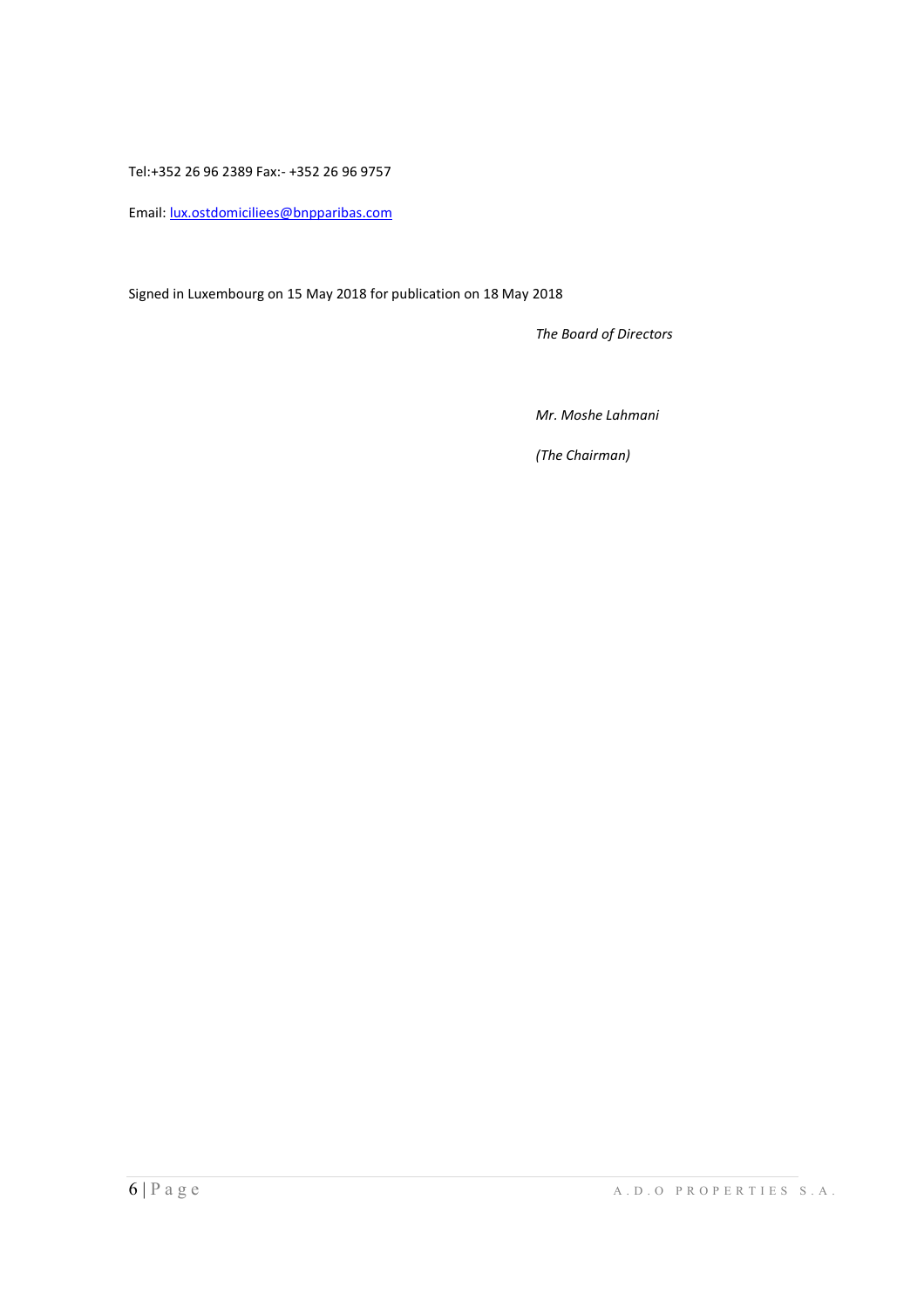Tel:+352 26 96 2389 Fax:- +352 26 96 9757

Email: lux.ostdomiciliees@bnpparibas.com

Signed in Luxembourg on 15 May 2018 for publication on 18 May 2018

*The Board of Directors*

*Mr. Moshe Lahmani*

*(The Chairman)*